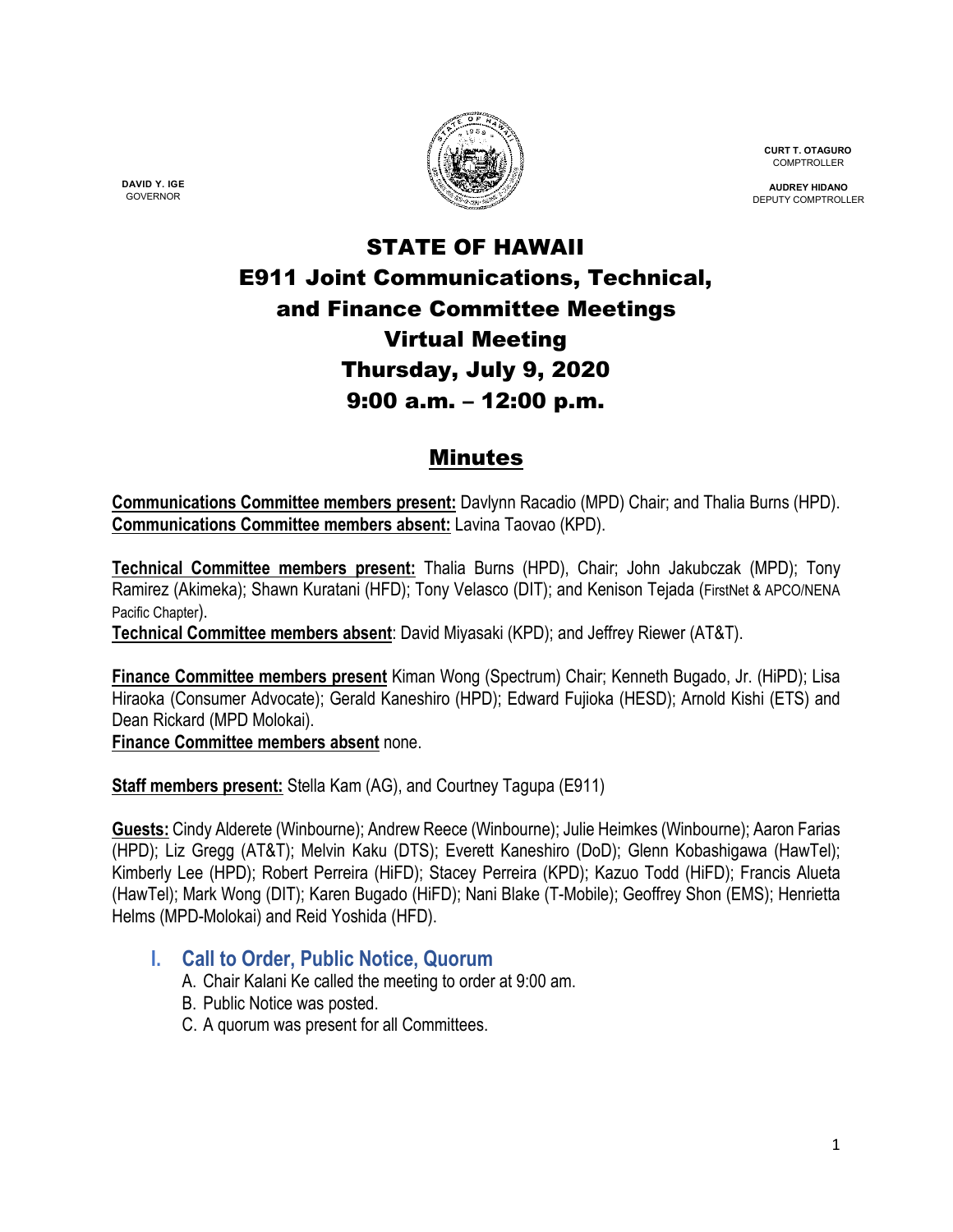**DAVID Y. IGE**
GOVERNOR

**CURT T. OTAGURO**
COMPTROLLER

**AUDREY HIDANO**
DEPUTY COMPTROLLER

# STATE OF HAWAII
# E911 Joint Communications, Technical, and Finance Committee Meetings
# Virtual Meeting
# Thursday, July 9, 2020
# 9:00 a.m. – 12:00 p.m.

## Minutes

**Communications Committee members present:** Davlynn Racadio (MPD) Chair; and Thalia Burns (HPD).
**Communications Committee members absent:** Lavina Taovao (KPD).

**Technical Committee members present:** Thalia Burns (HPD), Chair; John Jakubczak (MPD); Tony Ramirez (Akimeka); Shawn Kuratani (HFD); Tony Velasco (DIT); and Kenison Tejada (FirstNet & APCO/NENA Pacific Chapter).
**Technical Committee members absent**: David Miyasaki (KPD); and Jeffrey Riewer (AT&T).

**Finance Committee members present** Kiman Wong (Spectrum) Chair; Kenneth Bugado, Jr. (HiPD); Lisa Hiraoka (Consumer Advocate); Gerald Kaneshiro (HPD); Edward Fujioka (HESD); Arnold Kishi (ETS) and Dean Rickard (MPD Molokai).
**Finance Committee members absent** none.

**Staff members present:** Stella Kam (AG), and Courtney Tagupa (E911)

**Guests:** Cindy Alderete (Winbourne); Andrew Reece (Winbourne); Julie Heimkes (Winbourne); Aaron Farias (HPD); Liz Gregg (AT&T); Melvin Kaku (DTS); Everett Kaneshiro (DoD); Glenn Kobashigawa (HawTel); Kimberly Lee (HPD); Robert Perreira (HiFD); Stacey Perreira (KPD); Kazuo Todd (HiFD); Francis Alueta (HawTel); Mark Wong (DIT); Karen Bugado (HiFD); Nani Blake (T-Mobile); Geoffrey Shon (EMS); Henrietta Helms (MPD-Molokai) and Reid Yoshida (HFD).

## I. Call to Order, Public Notice, Quorum

A. Chair Kalani Ke called the meeting to order at 9:00 am.
B. Public Notice was posted.
C. A quorum was present for all Committees.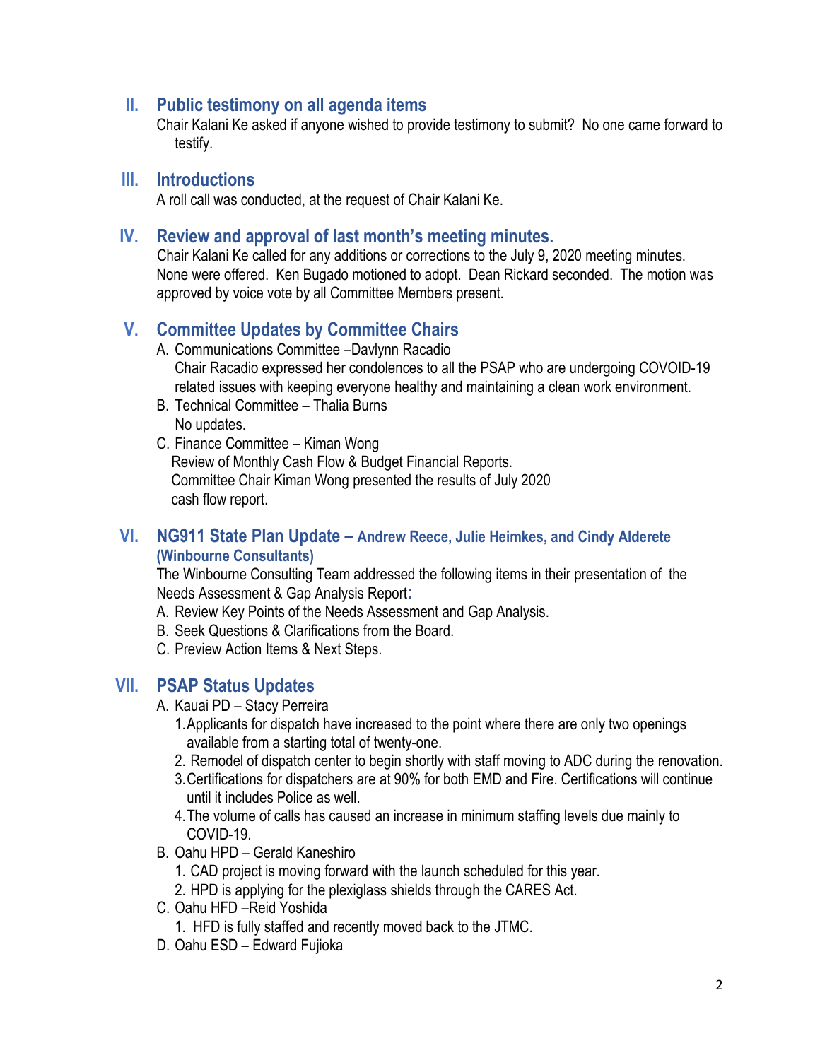## II. Public testimony on all agenda items

Chair Kalani Ke asked if anyone wished to provide testimony to submit? No one came forward to testify.

## III. Introductions

A roll call was conducted, at the request of Chair Kalani Ke.

## IV. Review and approval of last month's meeting minutes.

Chair Kalani Ke called for any additions or corrections to the July 9, 2020 meeting minutes. None were offered. Ken Bugado motioned to adopt. Dean Rickard seconded. The motion was approved by voice vote by all Committee Members present.

## V. Committee Updates by Committee Chairs

A. Communications Committee –Davlynn Racadio
   Chair Racadio expressed her condolences to all the PSAP who are undergoing COVOID-19 related issues with keeping everyone healthy and maintaining a clean work environment.

B. Technical Committee – Thalia Burns
   No updates.

C. Finance Committee – Kiman Wong
   Review of Monthly Cash Flow & Budget Financial Reports.
   Committee Chair Kiman Wong presented the results of July 2020 cash flow report.

## VI. NG911 State Plan Update – Andrew Reece, Julie Heimkes, and Cindy Alderete (Winbourne Consultants)

The Winbourne Consulting Team addressed the following items in their presentation of the Needs Assessment & Gap Analysis Report**:**

A. Review Key Points of the Needs Assessment and Gap Analysis.
B. Seek Questions & Clarifications from the Board.
C. Preview Action Items & Next Steps.

## VII. PSAP Status Updates

A. Kauai PD – Stacy Perreira
   1. Applicants for dispatch have increased to the point where there are only two openings available from a starting total of twenty-one.
   2. Remodel of dispatch center to begin shortly with staff moving to ADC during the renovation.
   3. Certifications for dispatchers are at 90% for both EMD and Fire. Certifications will continue until it includes Police as well.
   4. The volume of calls has caused an increase in minimum staffing levels due mainly to COVID-19.

B. Oahu HPD – Gerald Kaneshiro
   1. CAD project is moving forward with the launch scheduled for this year.
   2. HPD is applying for the plexiglass shields through the CARES Act.

C. Oahu HFD –Reid Yoshida
   1. HFD is fully staffed and recently moved back to the JTMC.

D. Oahu ESD – Edward Fujioka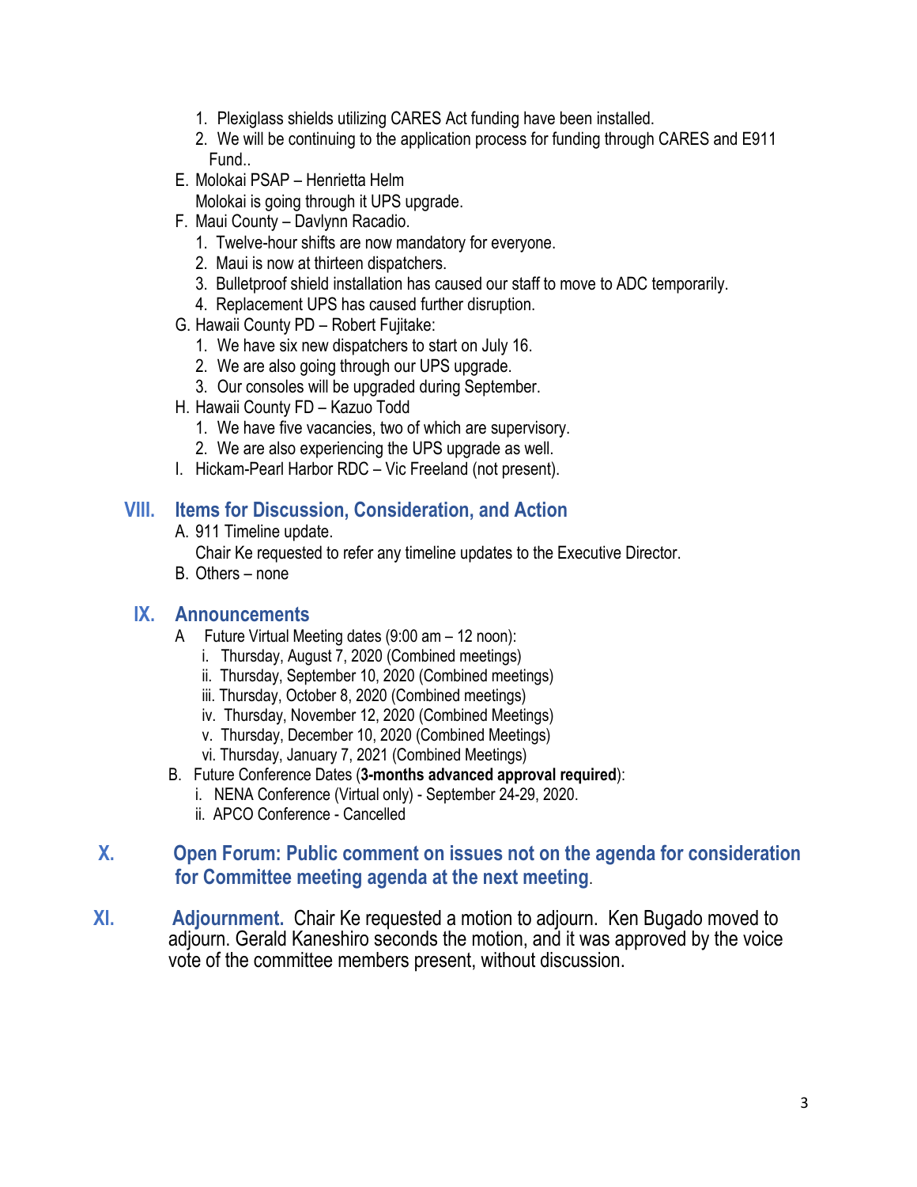1. Plexiglass shields utilizing CARES Act funding have been installed.
2. We will be continuing to the application process for funding through CARES and E911 Fund..

E. Molokai PSAP – Henrietta Helm

Molokai is going through it UPS upgrade.

F. Maui County – Davlynn Racadio.

1. Twelve-hour shifts are now mandatory for everyone.
2. Maui is now at thirteen dispatchers.
3. Bulletproof shield installation has caused our staff to move to ADC temporarily.
4. Replacement UPS has caused further disruption.

G. Hawaii County PD – Robert Fujitake:

1. We have six new dispatchers to start on July 16.
2. We are also going through our UPS upgrade.
3. Our consoles will be upgraded during September.

H. Hawaii County FD – Kazuo Todd

1. We have five vacancies, two of which are supervisory.
2. We are also experiencing the UPS upgrade as well.

I. Hickam-Pearl Harbor RDC – Vic Freeland (not present).

## VIII. Items for Discussion, Consideration, and Action

A. 911 Timeline update.

Chair Ke requested to refer any timeline updates to the Executive Director.

B. Others – none

## IX. Announcements

A Future Virtual Meeting dates (9:00 am – 12 noon):

i. Thursday, August 7, 2020 (Combined meetings)
ii. Thursday, September 10, 2020 (Combined meetings)
iii. Thursday, October 8, 2020 (Combined meetings)
iv. Thursday, November 12, 2020 (Combined Meetings)
v. Thursday, December 10, 2020 (Combined Meetings)
vi. Thursday, January 7, 2021 (Combined Meetings)

B. Future Conference Dates (**3-months advanced approval required**):

i. NENA Conference (Virtual only) - September 24-29, 2020.
ii. APCO Conference - Cancelled

## X. Open Forum: Public comment on issues not on the agenda for consideration for Committee meeting agenda at the next meeting.

## XI. Adjournment.

**Adjournment.** Chair Ke requested a motion to adjourn. Ken Bugado moved to adjourn. Gerald Kaneshiro seconds the motion, and it was approved by the voice vote of the committee members present, without discussion.